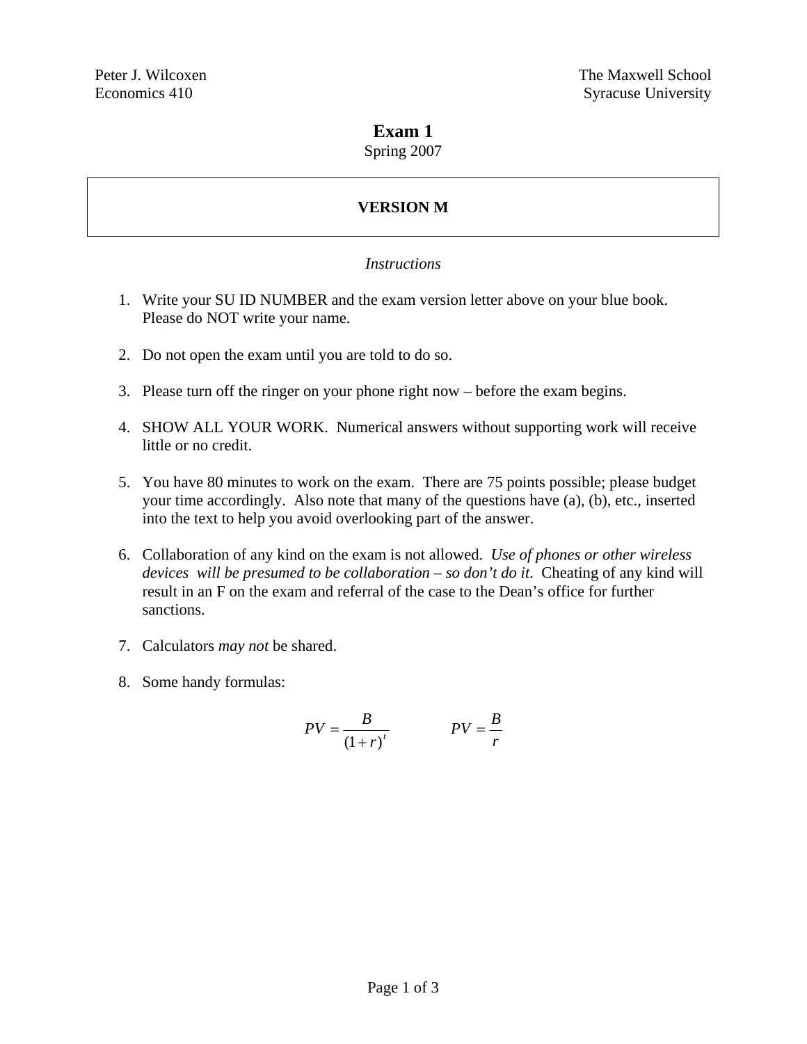Peter J. Wilcoxen
Economics 410

The Maxwell School
Syracuse University

# Exam 1

Spring 2007

**VERSION M**

*Instructions*

1. Write your SU ID NUMBER and the exam version letter above on your blue book. Please do NOT write your name.

2. Do not open the exam until you are told to do so.

3. Please turn off the ringer on your phone right now – before the exam begins.

4. SHOW ALL YOUR WORK. Numerical answers without supporting work will receive little or no credit.

5. You have 80 minutes to work on the exam. There are 75 points possible; please budget your time accordingly. Also note that many of the questions have (a), (b), etc., inserted into the text to help you avoid overlooking part of the answer.

6. Collaboration of any kind on the exam is not allowed. *Use of phones or other wireless devices will be presumed to be collaboration – so don't do it*. Cheating of any kind will result in an F on the exam and referral of the case to the Dean's office for further sanctions.

7. Calculators *may not* be shared.

8. Some handy formulas:

$$PV = \frac{B}{(1+r)^t} \qquad\qquad PV = \frac{B}{r}$$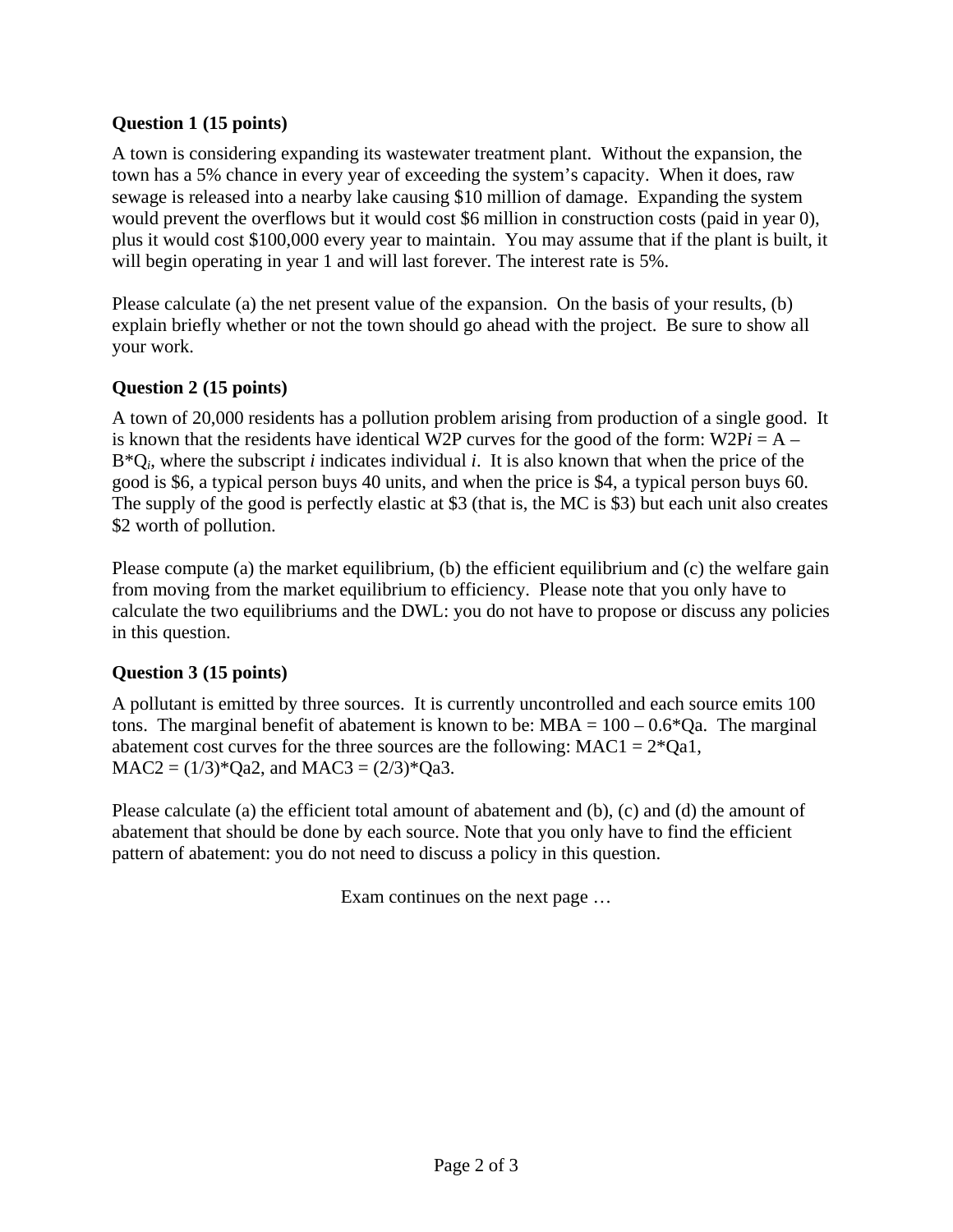**Question 1 (15 points)**

A town is considering expanding its wastewater treatment plant. Without the expansion, the town has a 5% chance in every year of exceeding the system's capacity. When it does, raw sewage is released into a nearby lake causing $10 million of damage. Expanding the system would prevent the overflows but it would cost $6 million in construction costs (paid in year 0), plus it would cost $100,000 every year to maintain. You may assume that if the plant is built, it will begin operating in year 1 and will last forever. The interest rate is 5%.

Please calculate (a) the net present value of the expansion. On the basis of your results, (b) explain briefly whether or not the town should go ahead with the project. Be sure to show all your work.

**Question 2 (15 points)**

A town of 20,000 residents has a pollution problem arising from production of a single good. It is known that the residents have identical W2P curves for the good of the form: $W2P_i = A - B*Q_i$, where the subscript *i* indicates individual *i*. It is also known that when the price of the good is $6, a typical person buys 40 units, and when the price is $4, a typical person buys 60. The supply of the good is perfectly elastic at $3 (that is, the MC is $3) but each unit also creates $2 worth of pollution.

Please compute (a) the market equilibrium, (b) the efficient equilibrium and (c) the welfare gain from moving from the market equilibrium to efficiency. Please note that you only have to calculate the two equilibriums and the DWL: you do not have to propose or discuss any policies in this question.

**Question 3 (15 points)**

A pollutant is emitted by three sources. It is currently uncontrolled and each source emits 100 tons. The marginal benefit of abatement is known to be: $MBA = 100 - 0.6*Qa$. The marginal abatement cost curves for the three sources are the following: $MAC1 = 2*Qa1$, $MAC2 = (1/3)*Qa2$, and $MAC3 = (2/3)*Qa3$.

Please calculate (a) the efficient total amount of abatement and (b), (c) and (d) the amount of abatement that should be done by each source. Note that you only have to find the efficient pattern of abatement: you do not need to discuss a policy in this question.

Exam continues on the next page …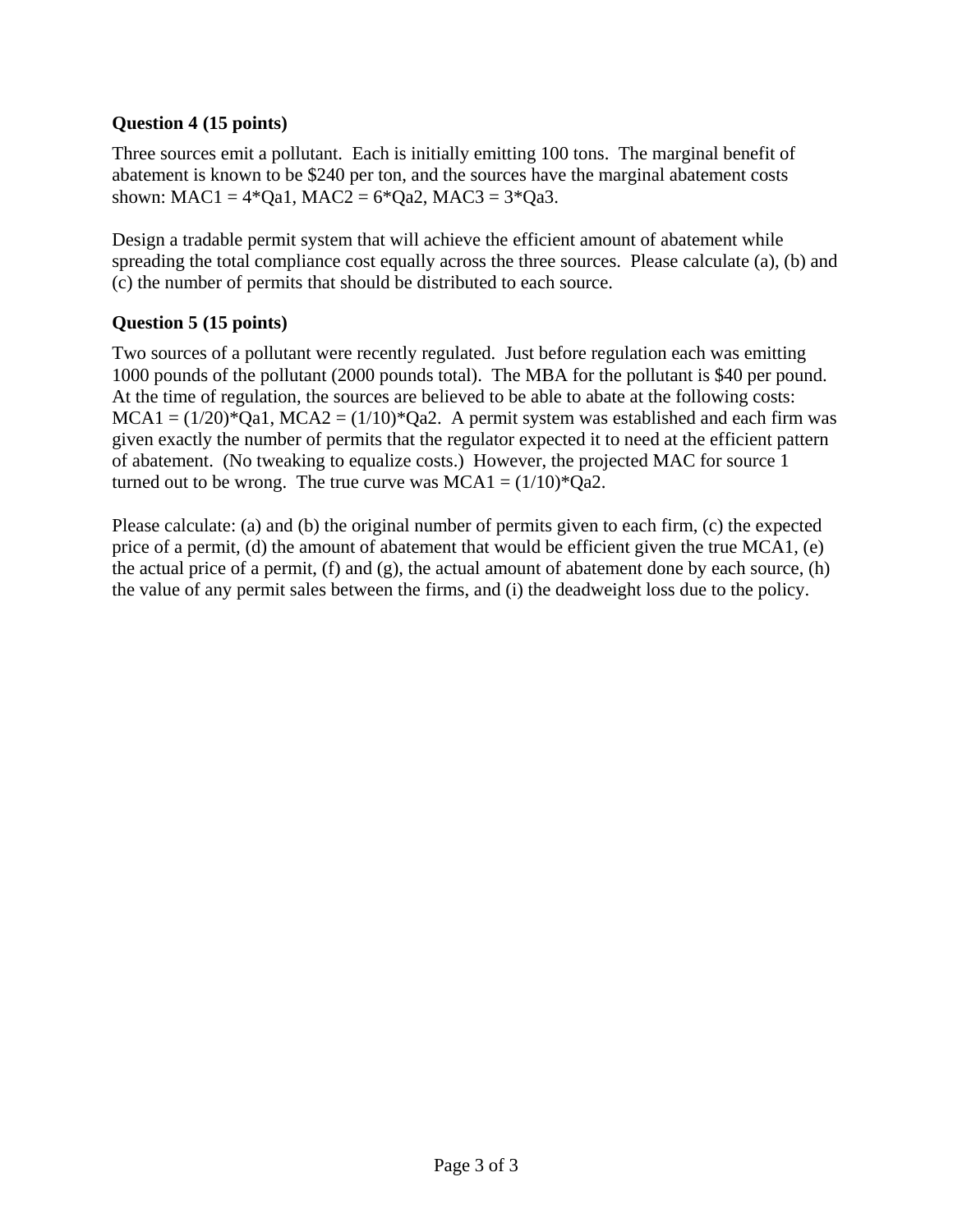**Question 4 (15 points)**

Three sources emit a pollutant. Each is initially emitting 100 tons. The marginal benefit of abatement is known to be $240 per ton, and the sources have the marginal abatement costs shown: $MAC1 = 4*Qa1$, $MAC2 = 6*Qa2$, $MAC3 = 3*Qa3$.

Design a tradable permit system that will achieve the efficient amount of abatement while spreading the total compliance cost equally across the three sources. Please calculate (a), (b) and (c) the number of permits that should be distributed to each source.

**Question 5 (15 points)**

Two sources of a pollutant were recently regulated. Just before regulation each was emitting 1000 pounds of the pollutant (2000 pounds total). The MBA for the pollutant is $40 per pound. At the time of regulation, the sources are believed to be able to abate at the following costs: $MCA1 = (1/20)*Qa1$, $MCA2 = (1/10)*Qa2$. A permit system was established and each firm was given exactly the number of permits that the regulator expected it to need at the efficient pattern of abatement. (No tweaking to equalize costs.) However, the projected MAC for source 1 turned out to be wrong. The true curve was $MCA1 = (1/10)*Qa2$.

Please calculate: (a) and (b) the original number of permits given to each firm, (c) the expected price of a permit, (d) the amount of abatement that would be efficient given the true MCA1, (e) the actual price of a permit, (f) and (g), the actual amount of abatement done by each source, (h) the value of any permit sales between the firms, and (i) the deadweight loss due to the policy.